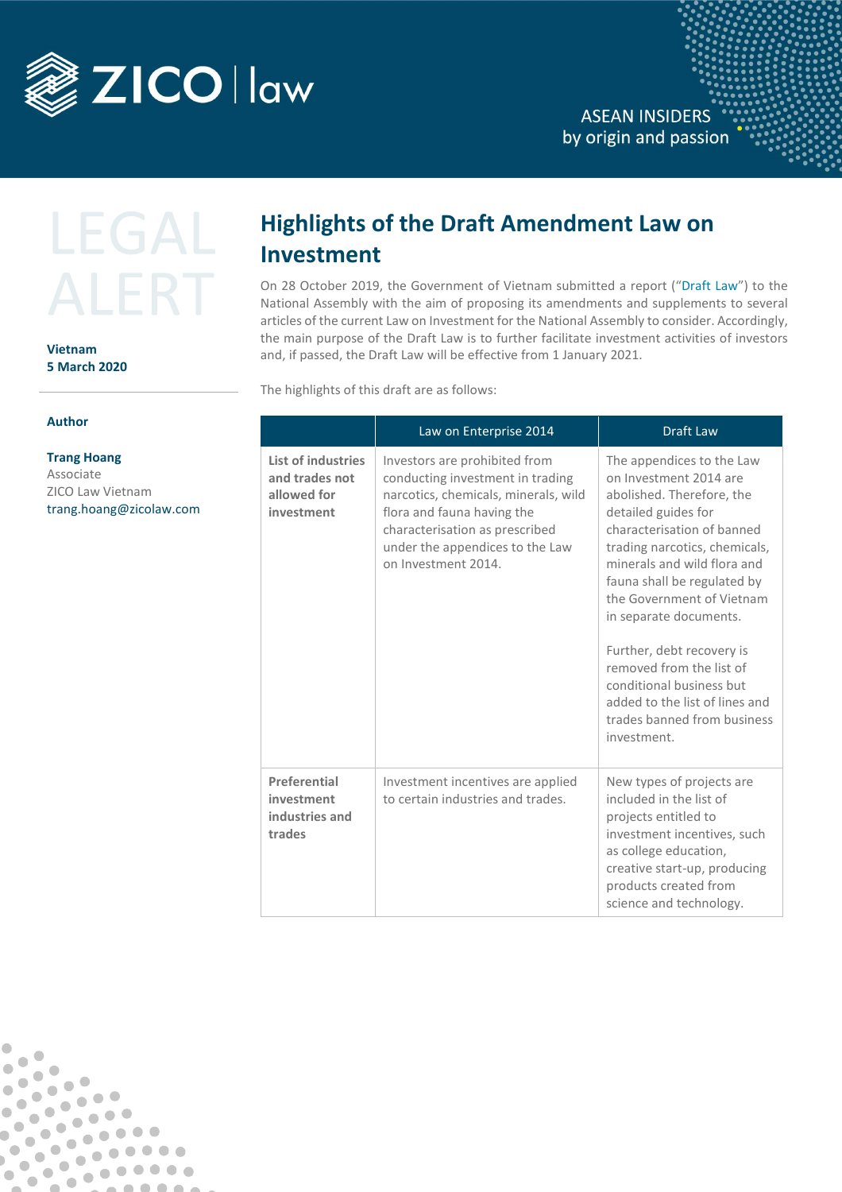# Highlights of the Draft Amendment Law on Investment

LEGAL ALERT

**Vietnam**
**5 March 2020**

**Author**

**Trang Hoang**
Associate
ZICO Law Vietnam
trang.hoang@zicolaw.com

On 28 October 2019, the Government of Vietnam submitted a report ("Draft Law") to the National Assembly with the aim of proposing its amendments and supplements to several articles of the current Law on Investment for the National Assembly to consider. Accordingly, the main purpose of the Draft Law is to further facilitate investment activities of investors and, if passed, the Draft Law will be effective from 1 January 2021.

The highlights of this draft are as follows:

| | Law on Enterprise 2014 | Draft Law |
|---|---|---|
| **List of industries and trades not allowed for investment** | Investors are prohibited from conducting investment in trading narcotics, chemicals, minerals, wild flora and fauna having the characterisation as prescribed under the appendices to the Law on Investment 2014. | The appendices to the Law on Investment 2014 are abolished. Therefore, the detailed guides for characterisation of banned trading narcotics, chemicals, minerals and wild flora and fauna shall be regulated by the Government of Vietnam in separate documents.<br><br>Further, debt recovery is removed from the list of conditional business but added to the list of lines and trades banned from business investment. |
| **Preferential investment industries and trades** | Investment incentives are applied to certain industries and trades. | New types of projects are included in the list of projects entitled to investment incentives, such as college education, creative start-up, producing products created from science and technology. |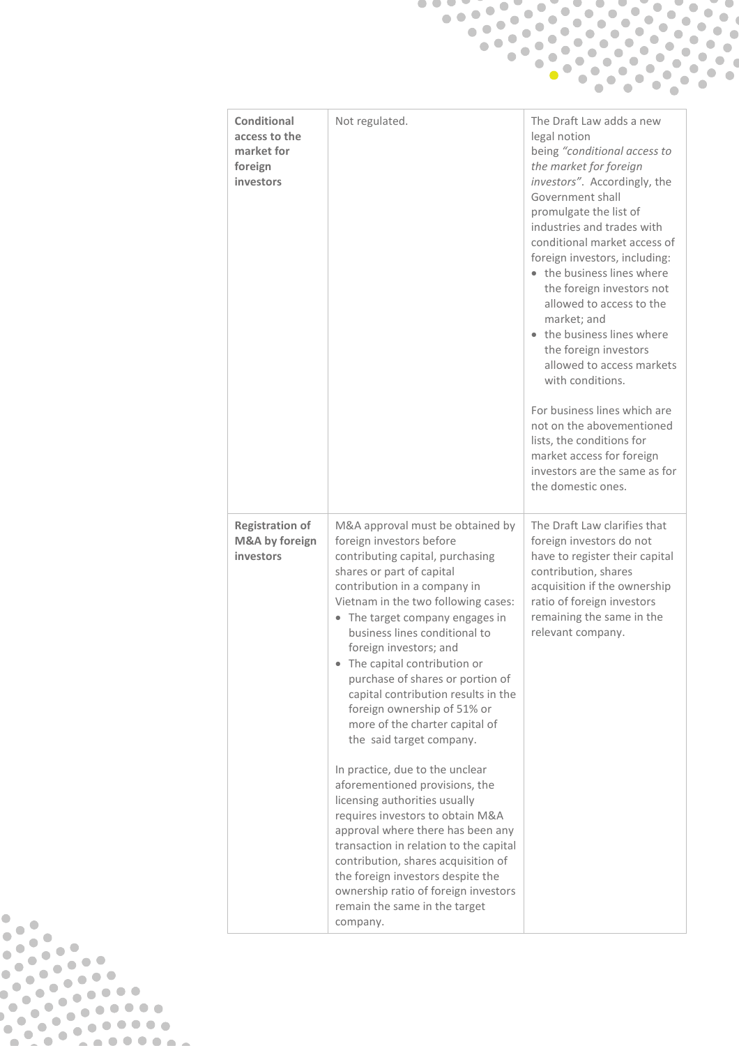| | | |
|---|---|---|
| **Conditional access to the market for foreign investors** | Not regulated. | The Draft Law adds a new legal notion being *"conditional access to the market for foreign investors"*. Accordingly, the Government shall promulgate the list of industries and trades with conditional market access of foreign investors, including:<br>• the business lines where the foreign investors not allowed to access to the market; and<br>• the business lines where the foreign investors allowed to access markets with conditions.<br><br>For business lines which are not on the abovementioned lists, the conditions for market access for foreign investors are the same as for the domestic ones. |
| **Registration of M&A by foreign investors** | M&A approval must be obtained by foreign investors before contributing capital, purchasing shares or part of capital contribution in a company in Vietnam in the two following cases:<br>• The target company engages in business lines conditional to foreign investors; and<br>• The capital contribution or purchase of shares or portion of capital contribution results in the foreign ownership of 51% or more of the charter capital of the said target company.<br><br>In practice, due to the unclear aforementioned provisions, the licensing authorities usually requires investors to obtain M&A approval where there has been any transaction in relation to the capital contribution, shares acquisition of the foreign investors despite the ownership ratio of foreign investors remain the same in the target company. | The Draft Law clarifies that foreign investors do not have to register their capital contribution, shares acquisition if the ownership ratio of foreign investors remaining the same in the relevant company. |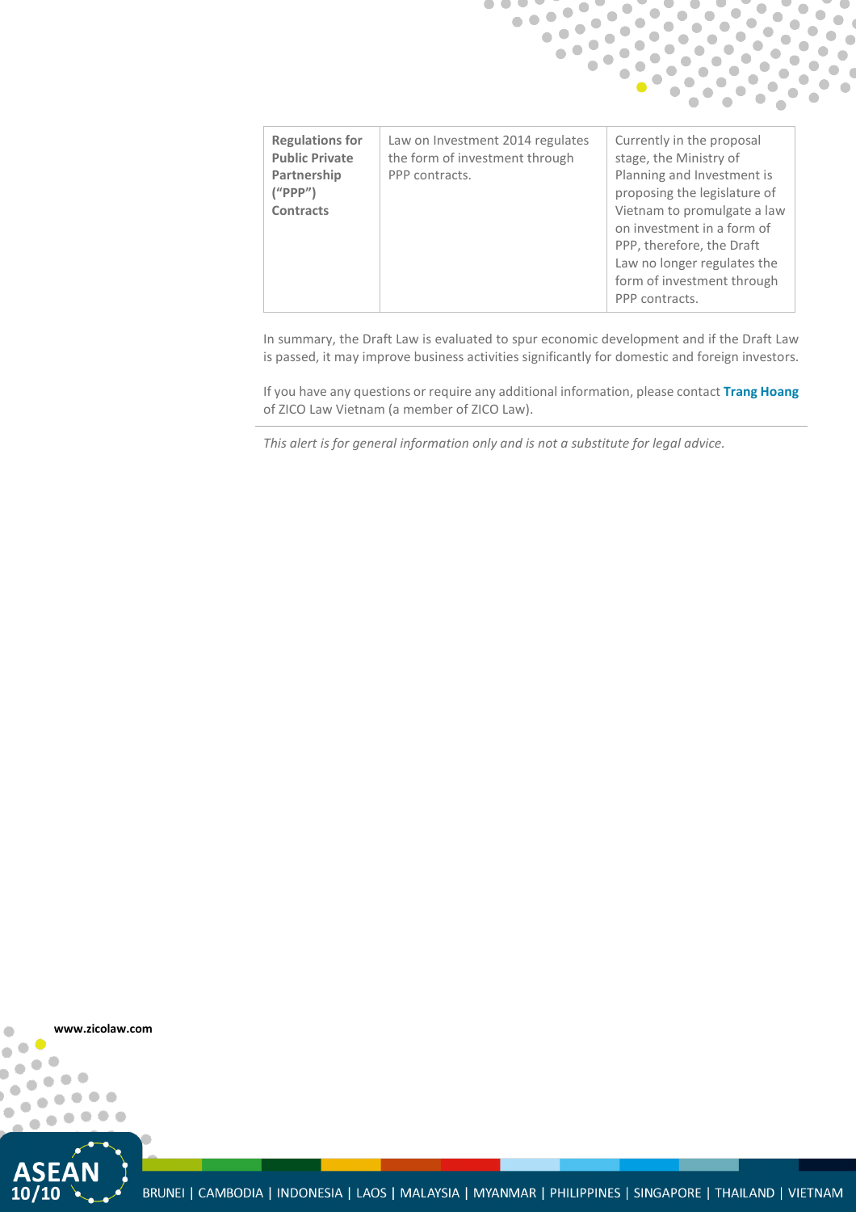| | | |
|---|---|---|
| **Regulations for Public Private Partnership ("PPP") Contracts** | Law on Investment 2014 regulates the form of investment through PPP contracts. | Currently in the proposal stage, the Ministry of Planning and Investment is proposing the legislature of Vietnam to promulgate a law on investment in a form of PPP, therefore, the Draft Law no longer regulates the form of investment through PPP contracts. |

In summary, the Draft Law is evaluated to spur economic development and if the Draft Law is passed, it may improve business activities significantly for domestic and foreign investors.

If you have any questions or require any additional information, please contact **Trang Hoang** of ZICO Law Vietnam (a member of ZICO Law).

---

*This alert is for general information only and is not a substitute for legal advice.*